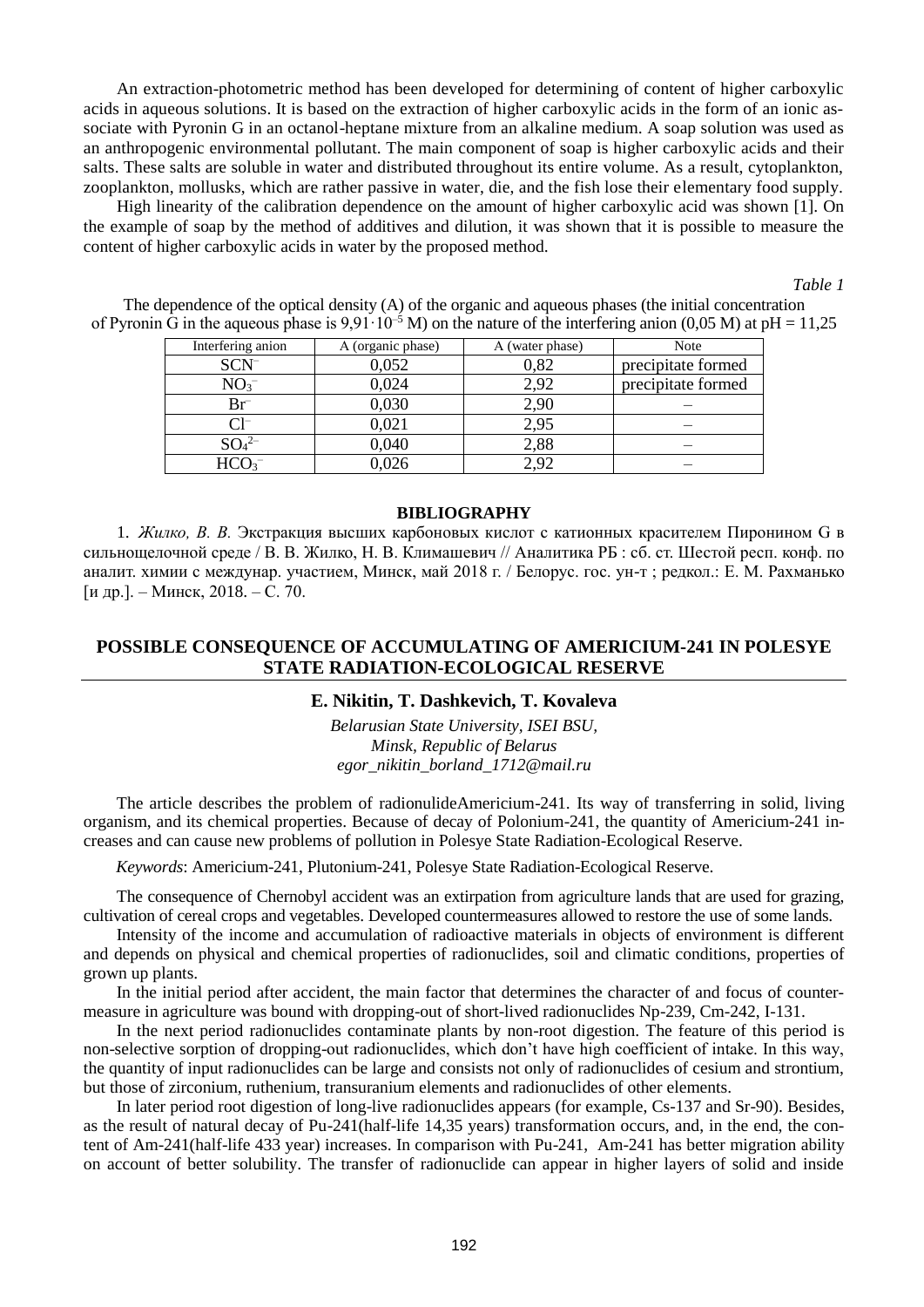An extraction-photometric method has been developed for determining of content of higher carboxylic acids in aqueous solutions. It is based on the extraction of higher carboxylic acids in the form of an ionic associate with Pyronin G in an octanol-heptane mixture from an alkaline medium. A soap solution was used as an anthropogenic environmental pollutant. The main component of soap is higher carboxylic acids and their salts. These salts are soluble in water and distributed throughout its entire volume. As a result, cytoplankton, zooplankton, mollusks, which are rather passive in water, die, and the fish lose their elementary food supply.

High linearity of the calibration dependence on the amount of higher carboxylic acid was shown [1]. On the example of soap by the method of additives and dilution, it was shown that it is possible to measure the content of higher carboxylic acids in water by the proposed method.

*Table 1*

The dependence of the optical density (A) of the organic and aqueous phases (the initial concentration of Pyronin G in the aqueous phase is $9{,}91 \cdot 10^{-5}$ M) on the nature of the interfering anion (0,05 M) at pH = 11,25

| Interfering anion | A (organic phase) | A (water phase) | Note |
|---|---|---|---|
| $SCN^-$ | 0,052 | 0,82 | precipitate formed |
| $NO_3^-$ | 0,024 | 2,92 | precipitate formed |
| $Br^-$ | 0,030 | 2,90 | – |
| $Cl^-$ | 0,021 | 2,95 | – |
| $SO_4^{2-}$ | 0,040 | 2,88 | – |
| $HCO_3^-$ | 0,026 | 2,92 | – |

### BIBLIOGRAPHY

1. *Жилко, В. В.* Экстракция высших карбоновых кислот с катионных красителем Пиронином G в сильнощелочной среде / В. В. Жилко, Н. В. Климашевич // Аналитика РБ : сб. ст. Шестой респ. конф. по аналит. химии с междунар. участием, Минск, май 2018 г. / Белорус. гос. ун-т ; редкол.: Е. М. Рахманько [и др.]. – Минск, 2018. – С. 70.

## POSSIBLE CONSEQUENCE OF ACCUMULATING OF AMERICIUM-241 IN POLESYE STATE RADIATION-ECOLOGICAL RESERVE

**E. Nikitin, T. Dashkevich, T. Kovaleva**

*Belarusian State University, ISEI BSU,*
*Minsk, Republic of Belarus*
*egor_nikitin_borland_1712@mail.ru*

The article describes the problem of radionulideAmericium-241. Its way of transferring in solid, living organism, and its chemical properties. Because of decay of Polonium-241, the quantity of Americium-241 increases and can cause new problems of pollution in Polesye State Radiation-Ecological Reserve.

*Keywords*: Americium-241, Plutonium-241, Polesye State Radiation-Ecological Reserve.

The consequence of Chernobyl accident was an extirpation from agriculture lands that are used for grazing, cultivation of cereal crops and vegetables. Developed countermeasures allowed to restore the use of some lands.

Intensity of the income and accumulation of radioactive materials in objects of environment is different and depends on physical and chemical properties of radionuclides, soil and climatic conditions, properties of grown up plants.

In the initial period after accident, the main factor that determines the character of and focus of countermeasure in agriculture was bound with dropping-out of short-lived radionuclides Np-239, Cm-242, I-131.

In the next period radionuclides contaminate plants by non-root digestion. The feature of this period is non-selective sorption of dropping-out radionuclides, which don't have high coefficient of intake. In this way, the quantity of input radionuclides can be large and consists not only of radionuclides of cesium and strontium, but those of zirconium, ruthenium, transuranium elements and radionuclides of other elements.

In later period root digestion of long-live radionuclides appears (for example, Cs-137 and Sr-90). Besides, as the result of natural decay of Pu-241(half-life 14,35 years) transformation occurs, and, in the end, the content of Am-241(half-life 433 year) increases. In comparison with Pu-241, Am-241 has better migration ability on account of better solubility. The transfer of radionuclide can appear in higher layers of solid and inside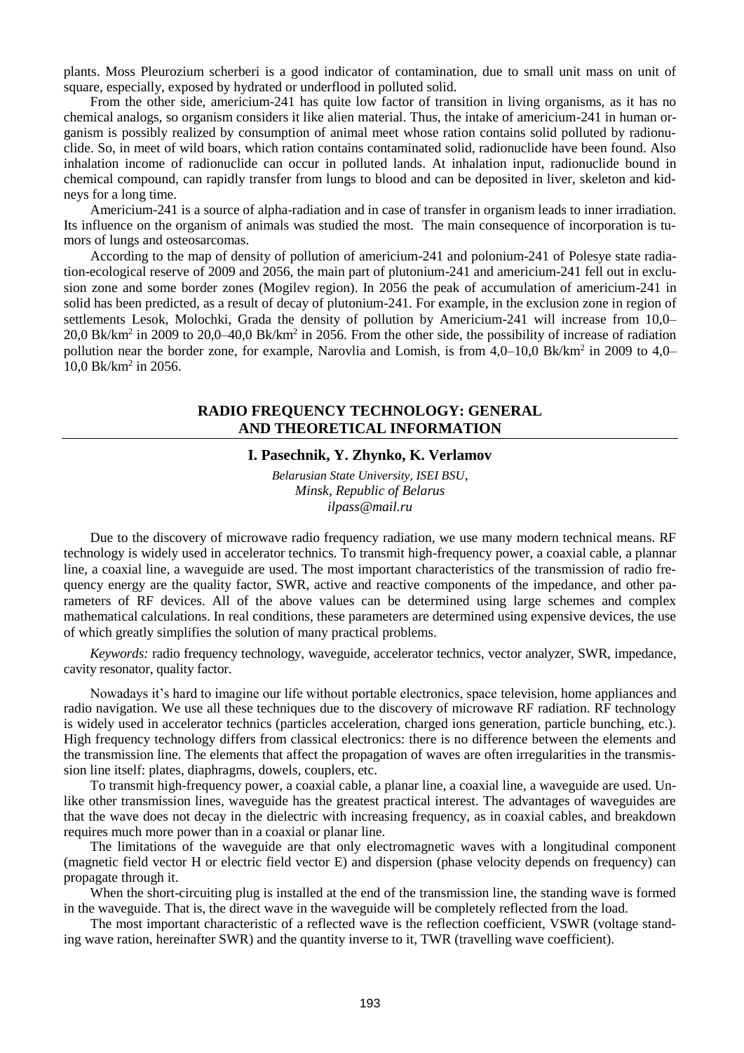plants. Moss Pleurozium scherberi is a good indicator of contamination, due to small unit mass on unit of square, especially, exposed by hydrated or underflood in polluted solid.

From the other side, americium-241 has quite low factor of transition in living organisms, as it has no chemical analogs, so organism considers it like alien material. Thus, the intake of americium-241 in human organism is possibly realized by consumption of animal meet whose ration contains solid polluted by radionuclide. So, in meet of wild boars, which ration contains contaminated solid, radionuclide have been found. Also inhalation income of radionuclide can occur in polluted lands. At inhalation input, radionuclide bound in chemical compound, can rapidly transfer from lungs to blood and can be deposited in liver, skeleton and kidneys for a long time.

Americium-241 is a source of alpha-radiation and in case of transfer in organism leads to inner irradiation. Its influence on the organism of animals was studied the most. The main consequence of incorporation is tumors of lungs and osteosarcomas.

According to the map of density of pollution of americium-241 and polonium-241 of Polesye state radiation-ecological reserve of 2009 and 2056, the main part of plutonium-241 and americium-241 fell out in exclusion zone and some border zones (Mogilev region). In 2056 the peak of accumulation of americium-241 in solid has been predicted, as a result of decay of plutonium-241. For example, in the exclusion zone in region of settlements Lesok, Molochki, Grada the density of pollution by Americium-241 will increase from 10,0–20,0 Bk/km$^2$ in 2009 to 20,0–40,0 Bk/km$^2$ in 2056. From the other side, the possibility of increase of radiation pollution near the border zone, for example, Narovlia and Lomish, is from 4,0–10,0 Bk/km$^2$ in 2009 to 4,0–10,0 Bk/km$^2$ in 2056.

## RADIO FREQUENCY TECHNOLOGY: GENERAL AND THEORETICAL INFORMATION

**I. Pasechnik, Y. Zhynko, K. Verlamov**

*Belarusian State University, ISEI BSU,*
*Minsk, Republic of Belarus*
*ilpass@mail.ru*

Due to the discovery of microwave radio frequency radiation, we use many modern technical means. RF technology is widely used in accelerator technics. To transmit high-frequency power, a coaxial cable, a plannar line, a coaxial line, a waveguide are used. The most important characteristics of the transmission of radio frequency energy are the quality factor, SWR, active and reactive components of the impedance, and other parameters of RF devices. All of the above values can be determined using large schemes and complex mathematical calculations. In real conditions, these parameters are determined using expensive devices, the use of which greatly simplifies the solution of many practical problems.

*Keywords:* radio frequency technology, waveguide, accelerator technics, vector analyzer, SWR, impedance, cavity resonator, quality factor.

Nowadays it's hard to imagine our life without portable electronics, space television, home appliances and radio navigation. We use all these techniques due to the discovery of microwave RF radiation. RF technology is widely used in accelerator technics (particles acceleration, charged ions generation, particle bunching, etc.). High frequency technology differs from classical electronics: there is no difference between the elements and the transmission line. The elements that affect the propagation of waves are often irregularities in the transmission line itself: plates, diaphragms, dowels, couplers, etc.

To transmit high-frequency power, a coaxial cable, a planar line, a coaxial line, a waveguide are used. Unlike other transmission lines, waveguide has the greatest practical interest. The advantages of waveguides are that the wave does not decay in the dielectric with increasing frequency, as in coaxial cables, and breakdown requires much more power than in a coaxial or planar line.

The limitations of the waveguide are that only electromagnetic waves with a longitudinal component (magnetic field vector H or electric field vector E) and dispersion (phase velocity depends on frequency) can propagate through it.

When the short-circuiting plug is installed at the end of the transmission line, the standing wave is formed in the waveguide. That is, the direct wave in the waveguide will be completely reflected from the load.

The most important characteristic of a reflected wave is the reflection coefficient, VSWR (voltage standing wave ration, hereinafter SWR) and the quantity inverse to it, TWR (travelling wave coefficient).